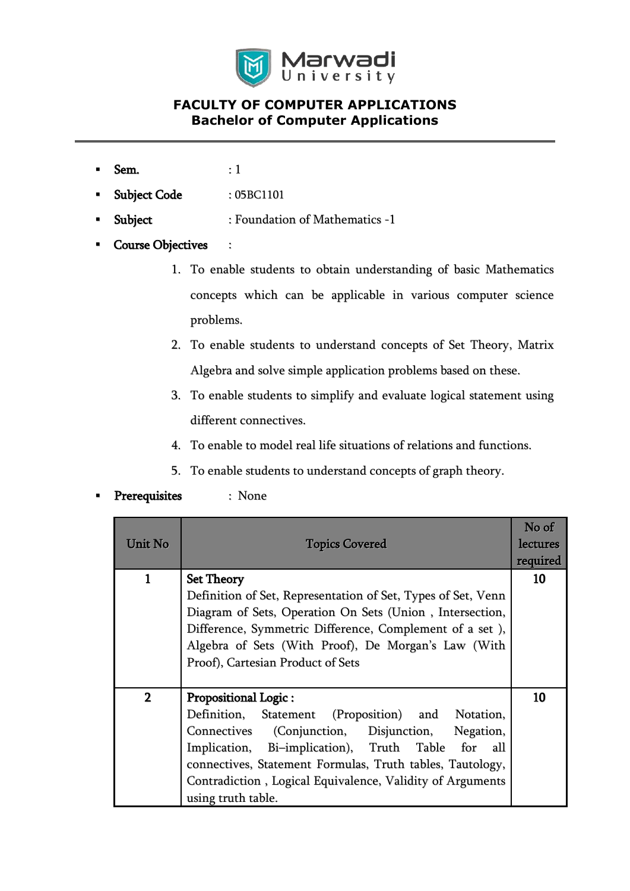# Marwadi University

## FACULTY OF COMPUTER APPLICATIONS
## Bachelor of Computer Applications

- **Sem.** : 1
- **Subject Code** : 05BC1101
- **Subject** : Foundation of Mathematics -1
- **Course Objectives** :
  1. To enable students to obtain understanding of basic Mathematics concepts which can be applicable in various computer science problems.
  2. To enable students to understand concepts of Set Theory, Matrix Algebra and solve simple application problems based on these.
  3. To enable students to simplify and evaluate logical statement using different connectives.
  4. To enable to model real life situations of relations and functions.
  5. To enable students to understand concepts of graph theory.
- **Prerequisites** : None

| Unit No | Topics Covered | No of lectures required |
|---|---|---|
| 1 | **Set Theory**<br>Definition of Set, Representation of Set, Types of Set, Venn Diagram of Sets, Operation On Sets (Union , Intersection, Difference, Symmetric Difference, Complement of a set ), Algebra of Sets (With Proof), De Morgan's Law (With Proof), Cartesian Product of Sets | 10 |
| 2 | **Propositional Logic :**<br>Definition, Statement (Proposition) and Notation, Connectives (Conjunction, Disjunction, Negation, Implication, Bi–implication), Truth Table for all connectives, Statement Formulas, Truth tables, Tautology, Contradiction , Logical Equivalence, Validity of Arguments using truth table. | 10 |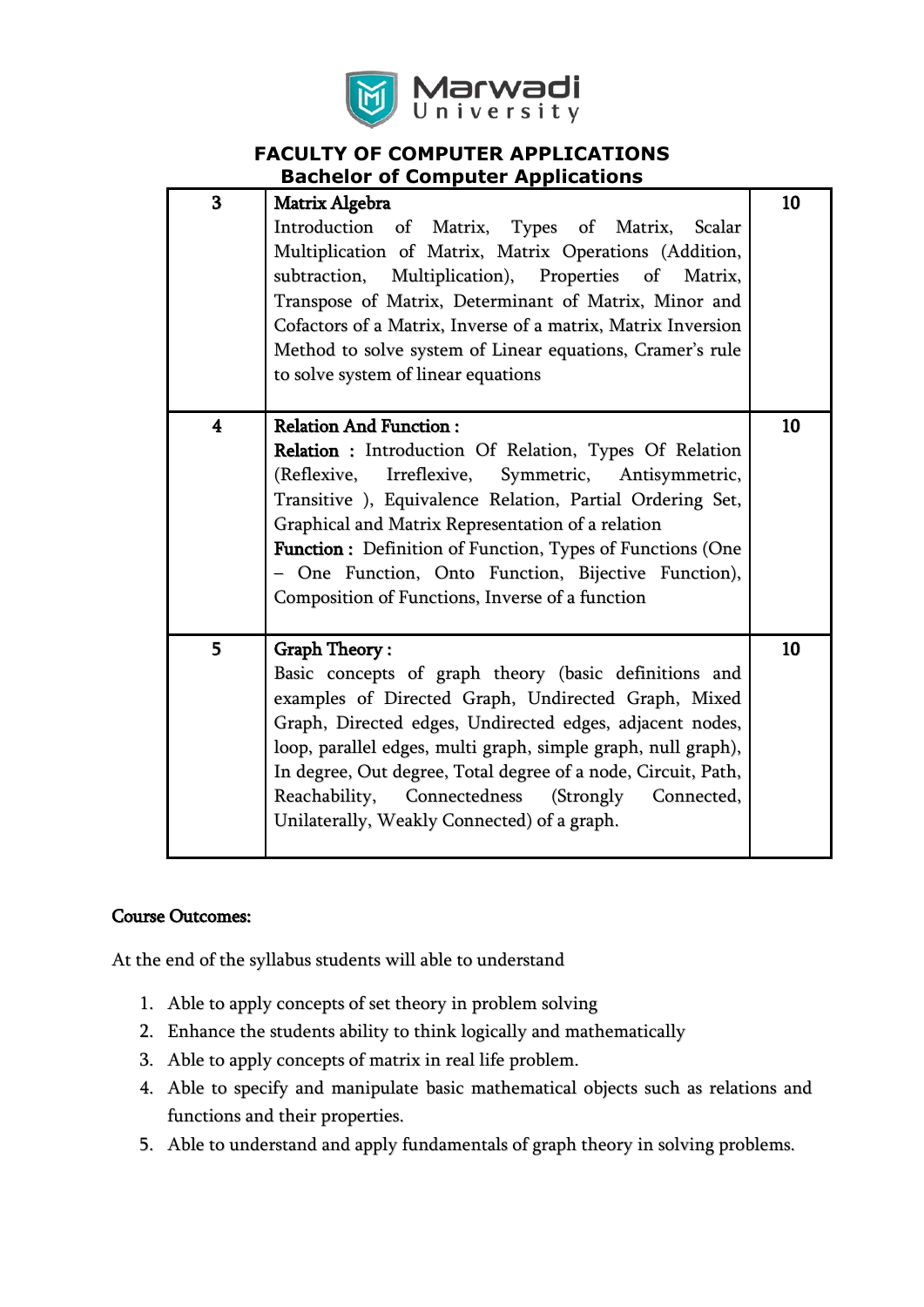# FACULTY OF COMPUTER APPLICATIONS

## Bachelor of Computer Applications

| | | |
|---|---|---|
| 3 | **Matrix Algebra**<br>Introduction of Matrix, Types of Matrix, Scalar Multiplication of Matrix, Matrix Operations (Addition, subtraction, Multiplication), Properties of Matrix, Transpose of Matrix, Determinant of Matrix, Minor and Cofactors of a Matrix, Inverse of a matrix, Matrix Inversion Method to solve system of Linear equations, Cramer's rule to solve system of linear equations | 10 |
| 4 | **Relation And Function :**<br>**Relation :** Introduction Of Relation, Types Of Relation (Reflexive, Irreflexive, Symmetric, Antisymmetric, Transitive ), Equivalence Relation, Partial Ordering Set, Graphical and Matrix Representation of a relation<br>**Function :** Definition of Function, Types of Functions (One – One Function, Onto Function, Bijective Function), Composition of Functions, Inverse of a function | 10 |
| 5 | **Graph Theory :**<br>Basic concepts of graph theory (basic definitions and examples of Directed Graph, Undirected Graph, Mixed Graph, Directed edges, Undirected edges, adjacent nodes, loop, parallel edges, multi graph, simple graph, null graph), In degree, Out degree, Total degree of a node, Circuit, Path, Reachability, Connectedness (Strongly Connected, Unilaterally, Weakly Connected) of a graph. | 10 |

**Course Outcomes:**

At the end of the syllabus students will able to understand

1. Able to apply concepts of set theory in problem solving
2. Enhance the students ability to think logically and mathematically
3. Able to apply concepts of matrix in real life problem.
4. Able to specify and manipulate basic mathematical objects such as relations and functions and their properties.
5. Able to understand and apply fundamentals of graph theory in solving problems.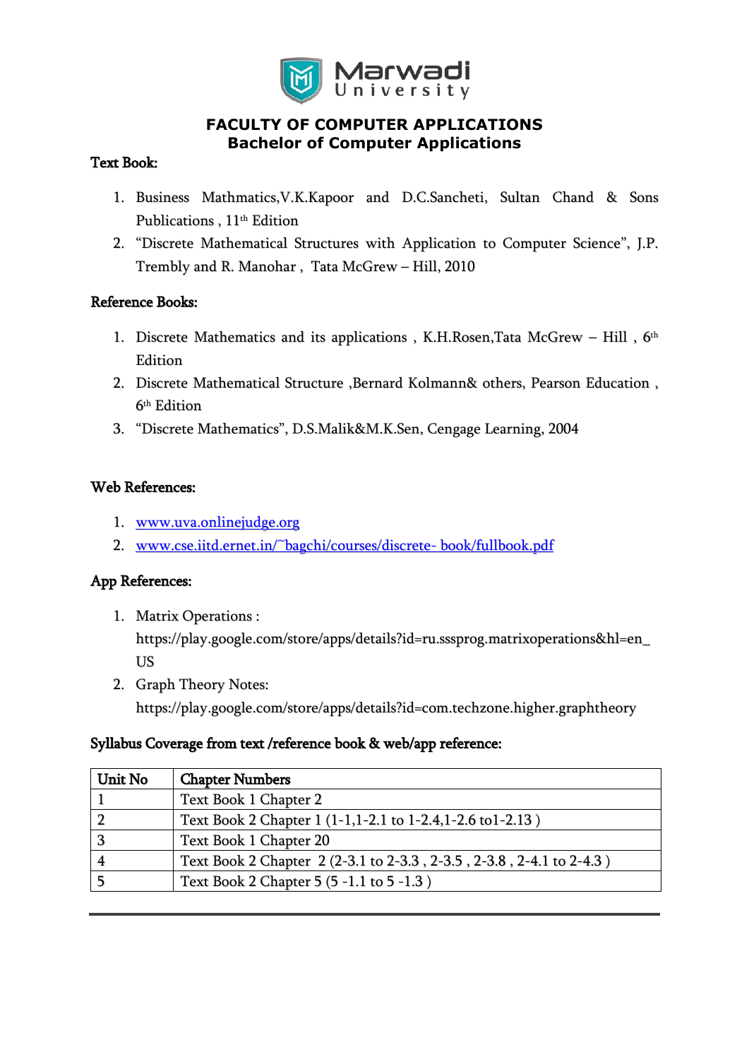**FACULTY OF COMPUTER APPLICATIONS**
**Bachelor of Computer Applications**

**Text Book:**

1. Business Mathmatics,V.K.Kapoor and D.C.Sancheti, Sultan Chand & Sons Publications , 11th Edition
2. "Discrete Mathematical Structures with Application to Computer Science", J.P. Trembly and R. Manohar , Tata McGrew – Hill, 2010

**Reference Books:**

1. Discrete Mathematics and its applications , K.H.Rosen,Tata McGrew – Hill , 6th Edition
2. Discrete Mathematical Structure ,Bernard Kolmann& others, Pearson Education , 6th Edition
3. "Discrete Mathematics", D.S.Malik&M.K.Sen, Cengage Learning, 2004

**Web References:**

1. www.uva.onlinejudge.org
2. www.cse.iitd.ernet.in/~bagchi/courses/discrete- book/fullbook.pdf

**App References:**

1. Matrix Operations : https://play.google.com/store/apps/details?id=ru.sssprog.matrixoperations&hl=en_US
2. Graph Theory Notes: https://play.google.com/store/apps/details?id=com.techzone.higher.graphtheory

**Syllabus Coverage from text /reference book & web/app reference:**

| Unit No | Chapter Numbers |
|---|---|
| 1 | Text Book 1 Chapter 2 |
| 2 | Text Book 2 Chapter 1 (1-1,1-2.1 to 1-2.4,1-2.6 to1-2.13 ) |
| 3 | Text Book 1 Chapter 20 |
| 4 | Text Book 2 Chapter 2 (2-3.1 to 2-3.3 , 2-3.5 , 2-3.8 , 2-4.1 to 2-4.3 ) |
| 5 | Text Book 2 Chapter 5 (5 -1.1 to 5 -1.3 ) |